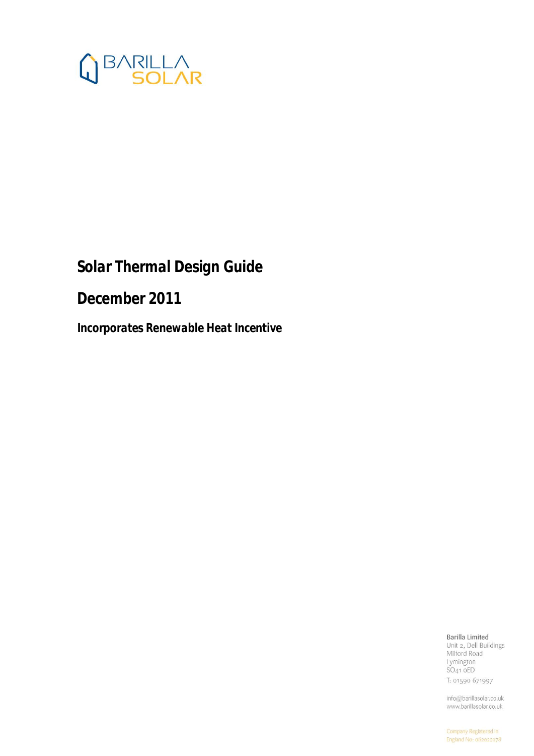BARILLA SOLAR

# Solar Thermal Design Guide

# December 2011

### Incorporates Renewable Heat Incentive

Barilla Limited
Unit 2, Dell Buildings
Milford Road
Lymington
SO41 0ED
T: 01590 671997

info@barillasolar.co.uk
www.barillasolar.co.uk

Company Registered in
England No: 06202078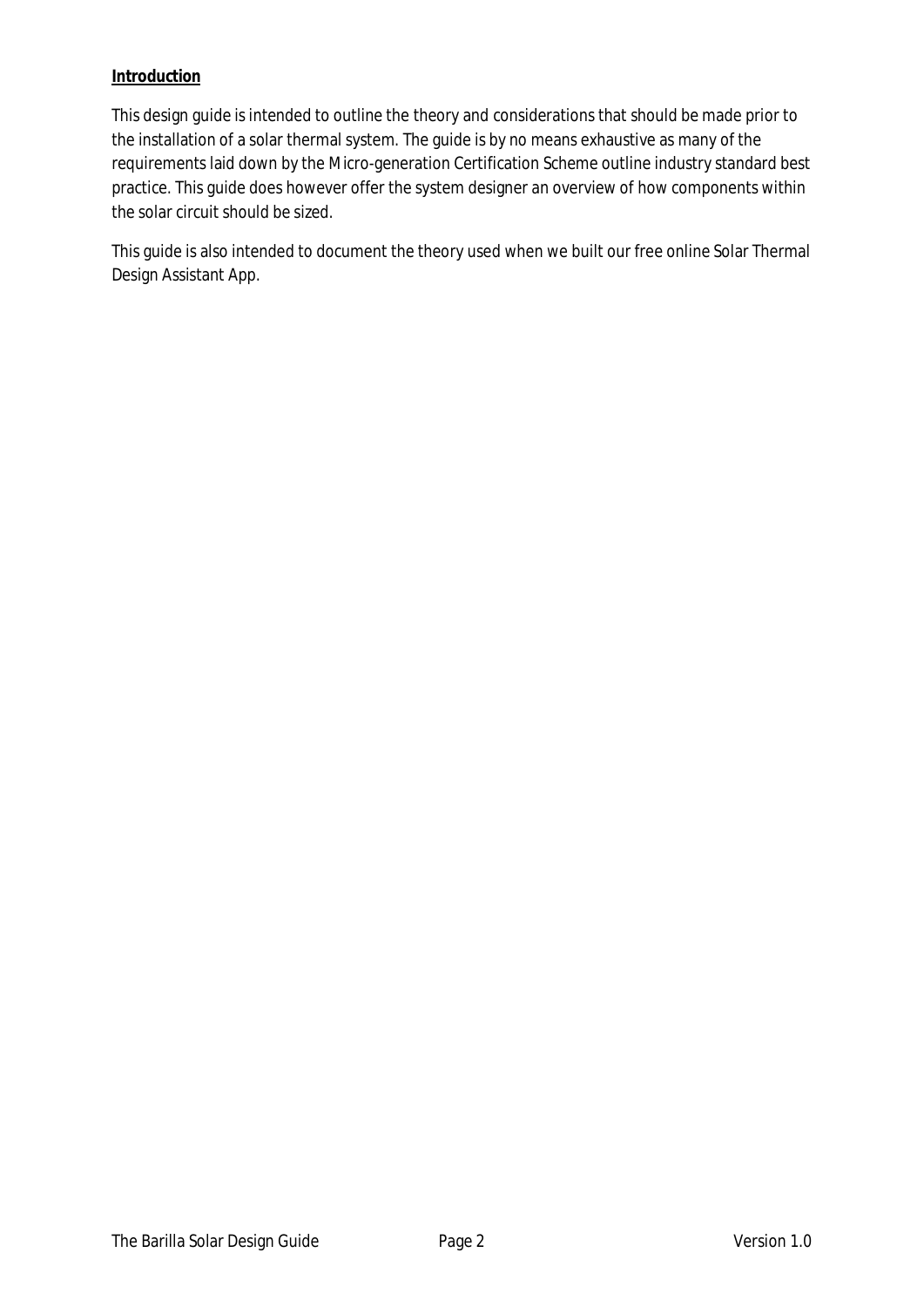## Introduction

This design guide is intended to outline the theory and considerations that should be made prior to the installation of a solar thermal system. The guide is by no means exhaustive as many of the requirements laid down by the Micro-generation Certification Scheme outline industry standard best practice. This guide does however offer the system designer an overview of how components within the solar circuit should be sized.

This guide is also intended to document the theory used when we built our free online Solar Thermal Design Assistant App.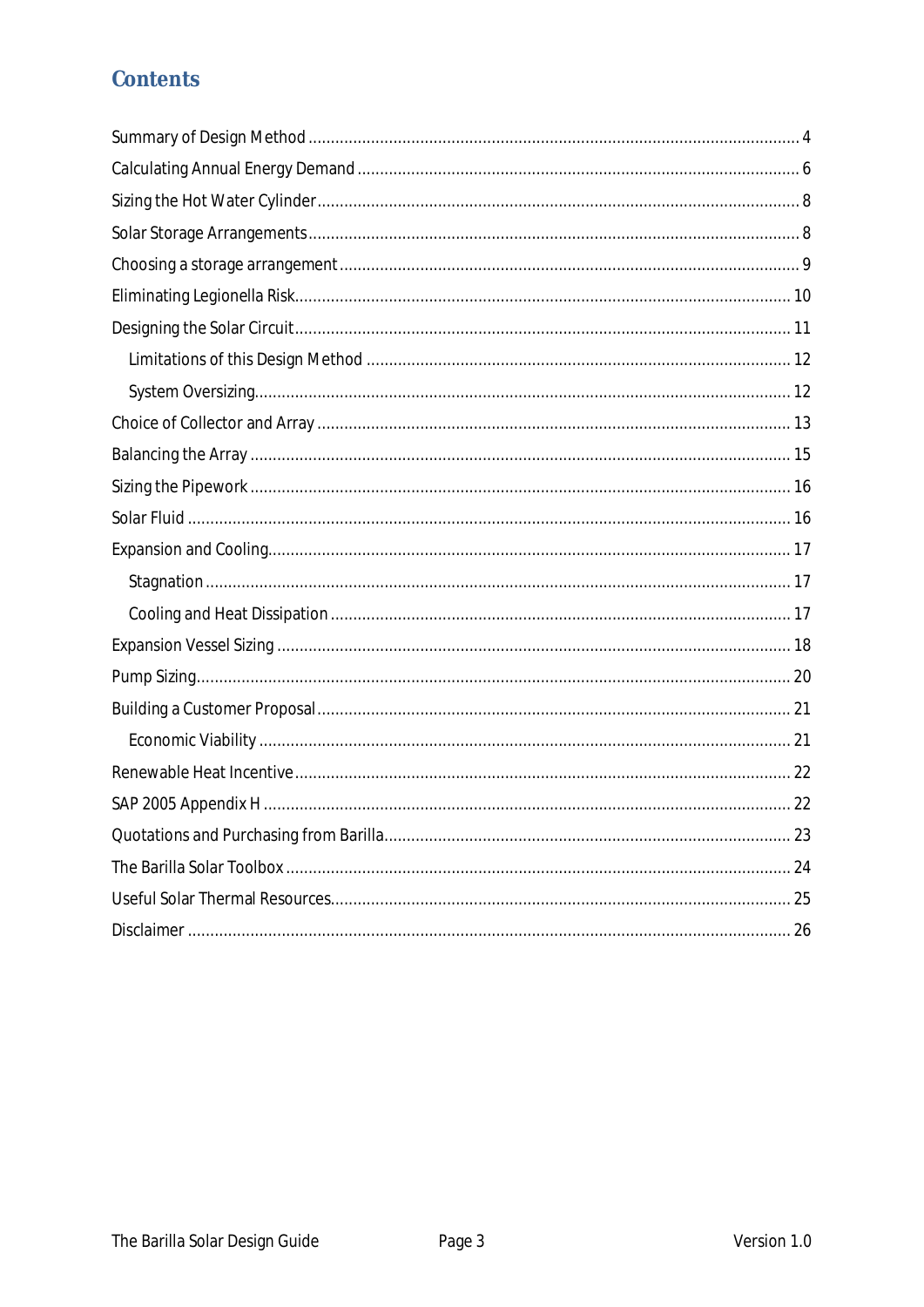## Contents

- Summary of Design Method ........ 4
- Calculating Annual Energy Demand ........ 6
- Sizing the Hot Water Cylinder ........ 8
- Solar Storage Arrangements ........ 8
- Choosing a storage arrangement ........ 9
- Eliminating Legionella Risk ........ 10
- Designing the Solar Circuit ........ 11
  - Limitations of this Design Method ........ 12
  - System Oversizing ........ 12
- Choice of Collector and Array ........ 13
- Balancing the Array ........ 15
- Sizing the Pipework ........ 16
- Solar Fluid ........ 16
- Expansion and Cooling ........ 17
  - Stagnation ........ 17
  - Cooling and Heat Dissipation ........ 17
- Expansion Vessel Sizing ........ 18
- Pump Sizing ........ 20
- Building a Customer Proposal ........ 21
  - Economic Viability ........ 21
- Renewable Heat Incentive ........ 22
- SAP 2005 Appendix H ........ 22
- Quotations and Purchasing from Barilla ........ 23
- The Barilla Solar Toolbox ........ 24
- Useful Solar Thermal Resources ........ 25
- Disclaimer ........ 26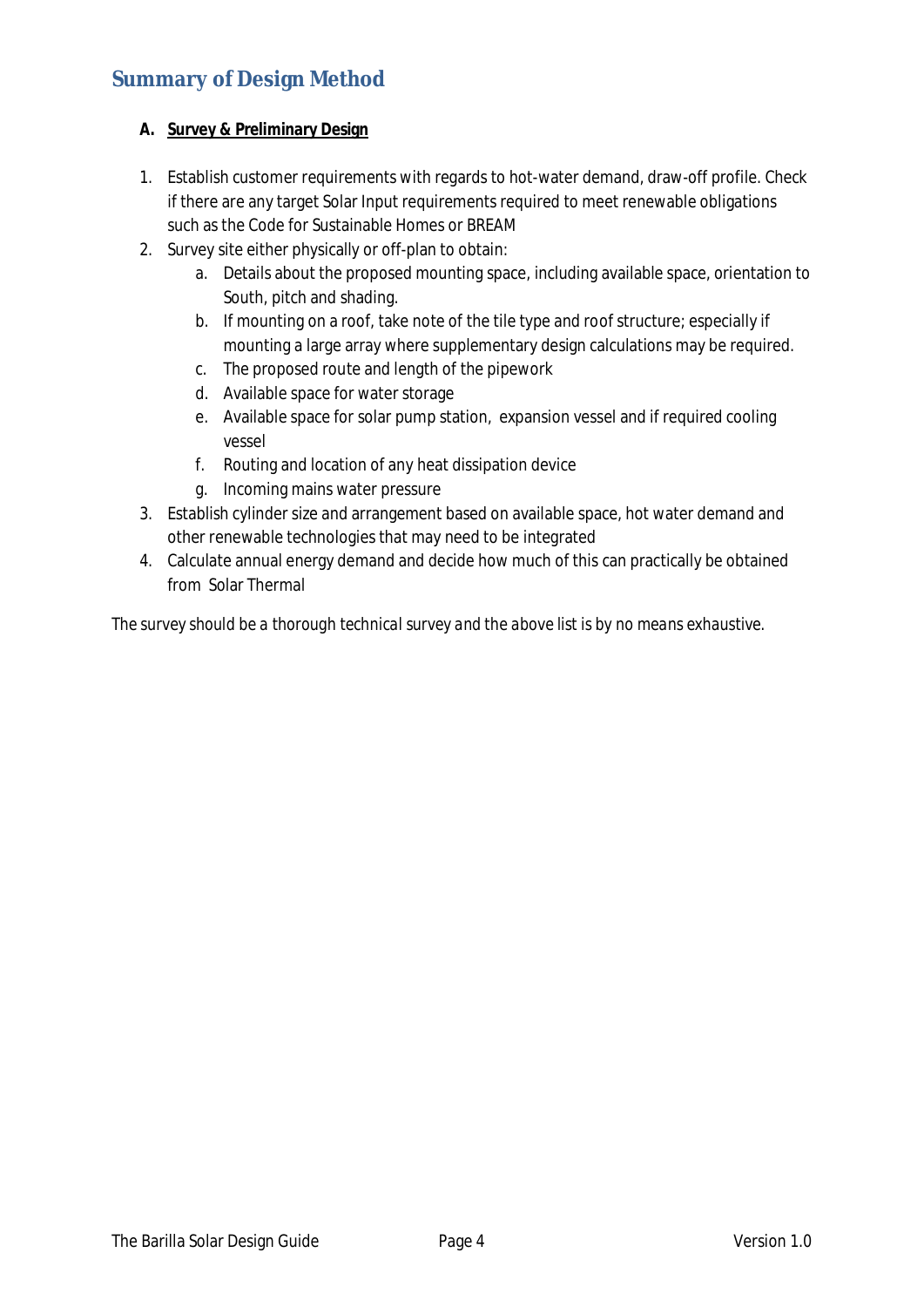## Summary of Design Method

**A. <u>Survey & Preliminary Design</u>**

1. Establish customer requirements with regards to hot-water demand, draw-off profile. Check if there are any target Solar Input requirements required to meet renewable obligations such as the Code for Sustainable Homes or BREAM
2. Survey site either physically or off-plan to obtain:
   a. Details about the proposed mounting space, including available space, orientation to South, pitch and shading.
   b. If mounting on a roof, take note of the tile type and roof structure; especially if mounting a large array where supplementary design calculations may be required.
   c. The proposed route and length of the pipework
   d. Available space for water storage
   e. Available space for solar pump station, expansion vessel and if required cooling vessel
   f. Routing and location of any heat dissipation device
   g. Incoming mains water pressure
3. Establish cylinder size and arrangement based on available space, hot water demand and other renewable technologies that may need to be integrated
4. Calculate annual energy demand and decide how much of this can practically be obtained from Solar Thermal

*The survey should be a thorough technical survey and the above list is by no means exhaustive.*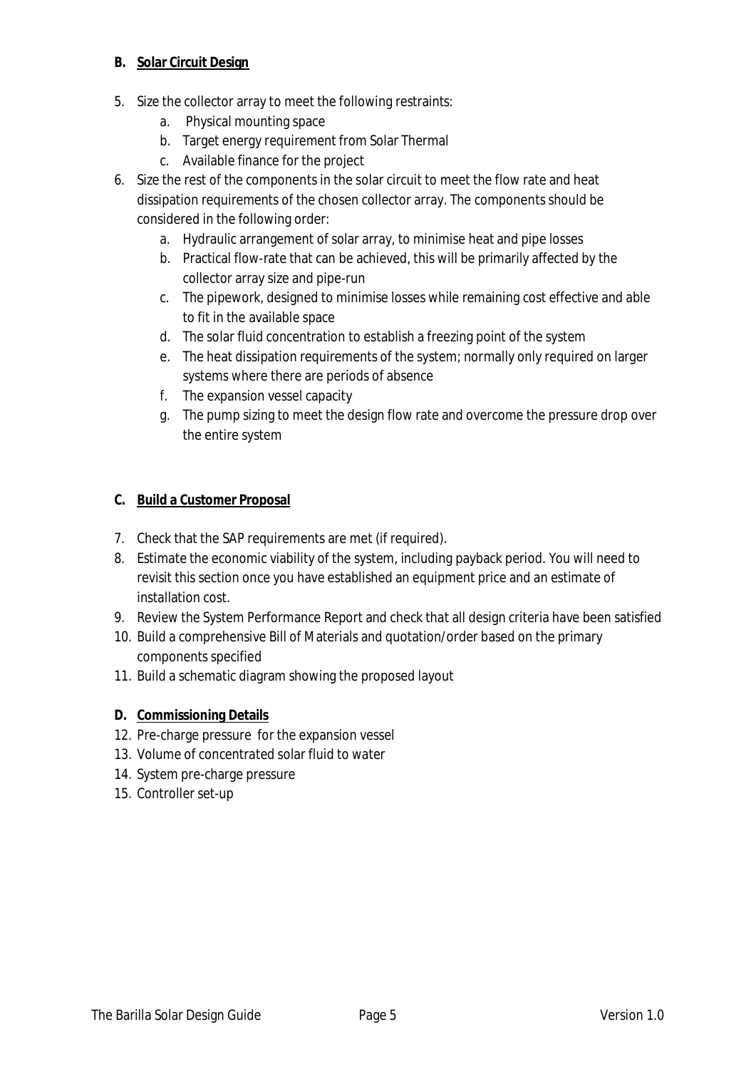## B. <u>Solar Circuit Design</u>

5. Size the collector array to meet the following restraints:
    a. Physical mounting space
    b. Target energy requirement from Solar Thermal
    c. Available finance for the project
6. Size the rest of the components in the solar circuit to meet the flow rate and heat dissipation requirements of the chosen collector array. The components should be considered in the following order:
    a. Hydraulic arrangement of solar array, to minimise heat and pipe losses
    b. Practical flow-rate that can be achieved, this will be primarily affected by the collector array size and pipe-run
    c. The pipework, designed to minimise losses while remaining cost effective and able to fit in the available space
    d. The solar fluid concentration to establish a freezing point of the system
    e. The heat dissipation requirements of the system; normally only required on larger systems where there are periods of absence
    f. The expansion vessel capacity
    g. The pump sizing to meet the design flow rate and overcome the pressure drop over the entire system

## C. <u>Build a Customer Proposal</u>

7. Check that the SAP requirements are met (if required).
8. Estimate the economic viability of the system, including payback period. You will need to revisit this section once you have established an equipment price and an estimate of installation cost.
9. Review the System Performance Report and check that all design criteria have been satisfied
10. Build a comprehensive Bill of Materials and quotation/order based on the primary components specified
11. Build a schematic diagram showing the proposed layout

## D. <u>Commissioning Details</u>

12. Pre-charge pressure for the expansion vessel
13. Volume of concentrated solar fluid to water
14. System pre-charge pressure
15. Controller set-up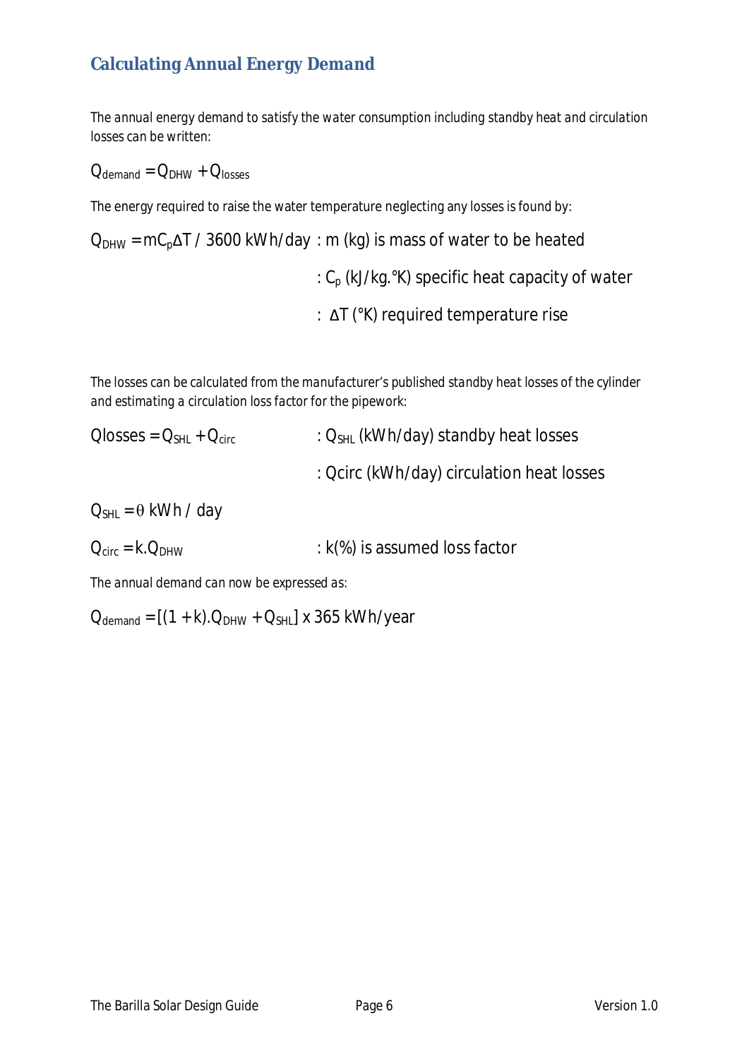## Calculating Annual Energy Demand

The annual energy demand to satisfy the water consumption including standby heat and circulation losses can be written:

$$Q_{demand} = Q_{DHW} + Q_{losses}$$

The energy required to raise the water temperature neglecting any losses is found by:

$Q_{DHW} = mC_p\Delta T / 3600$ kWh/day : m (kg) is mass of water to be heated

: $C_p$ (kJ/kg.°K) specific heat capacity of water

: $\Delta T$ (°K) required temperature rise

The losses can be calculated from the manufacturer's published standby heat losses of the cylinder and estimating a circulation loss factor for the pipework:

$Qlosses = Q_{SHL} + Q_{circ}$ : $Q_{SHL}$ (kWh/day) standby heat losses

: Qcirc (kWh/day) circulation heat losses

$Q_{SHL} = \theta$ kWh / day

$Q_{circ} = k.Q_{DHW}$ : k(%) is assumed loss factor

The annual demand can now be expressed as:

$Q_{demand} = [(1 + k).Q_{DHW} + Q_{SHL}] \times 365$ kWh/year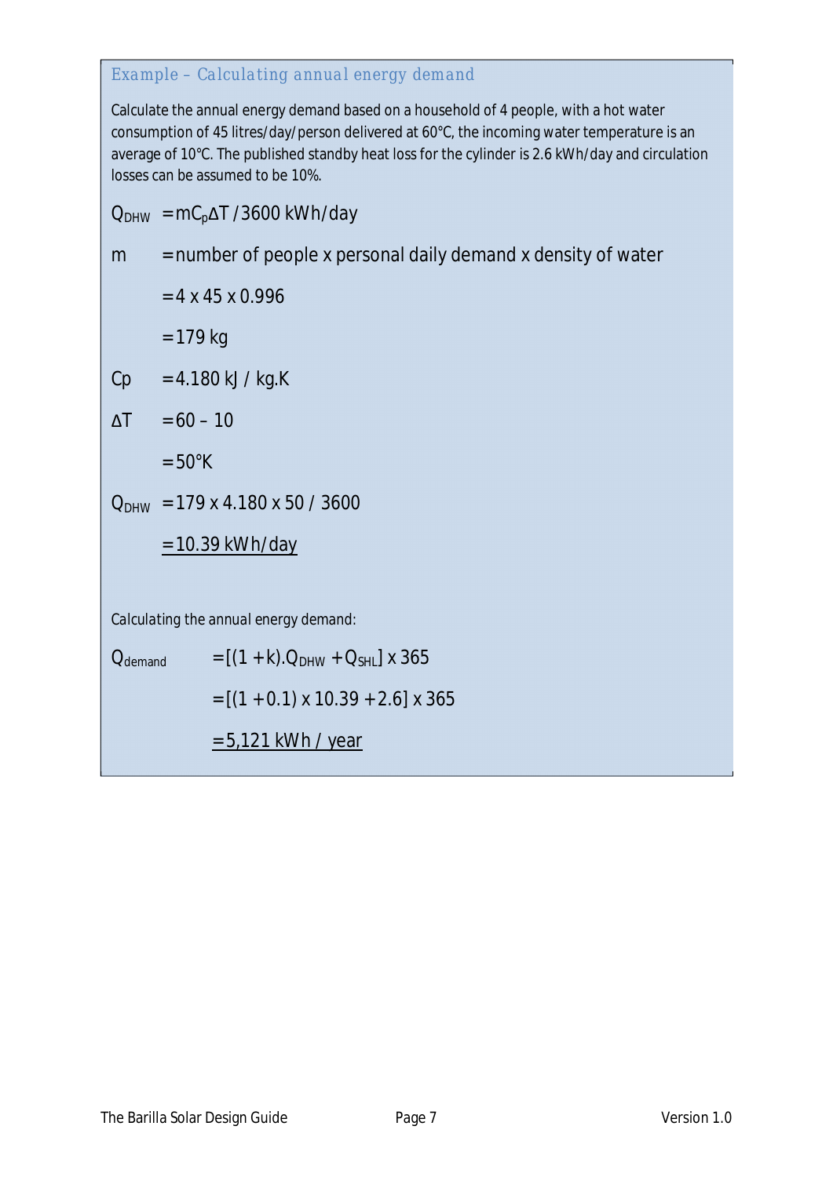### Example – Calculating annual energy demand

Calculate the annual energy demand based on a household of 4 people, with a hot water consumption of 45 litres/day/person delivered at 60°C, the incoming water temperature is an average of 10°C. The published standby heat loss for the cylinder is 2.6 kWh/day and circulation losses can be assumed to be 10%.

$Q_{DHW} = mC_p\Delta T / 3600$ kWh/day

$m$ = number of people x personal daily demand x density of water

= 4 x 45 x 0.996

= 179 kg

$Cp$ = 4.180 kJ / kg.K

$\Delta T$ = 60 – 10

= 50°K

$Q_{DHW}$ = 179 x 4.180 x 50 / 3600

<u>= 10.39 kWh/day</u>

Calculating the annual energy demand:

$Q_{demand} = [(1 + k).Q_{DHW} + Q_{SHL}] \times 365$

$= [(1 + 0.1) \times 10.39 + 2.6] \times 365$

<u>= 5,121 kWh / year</u>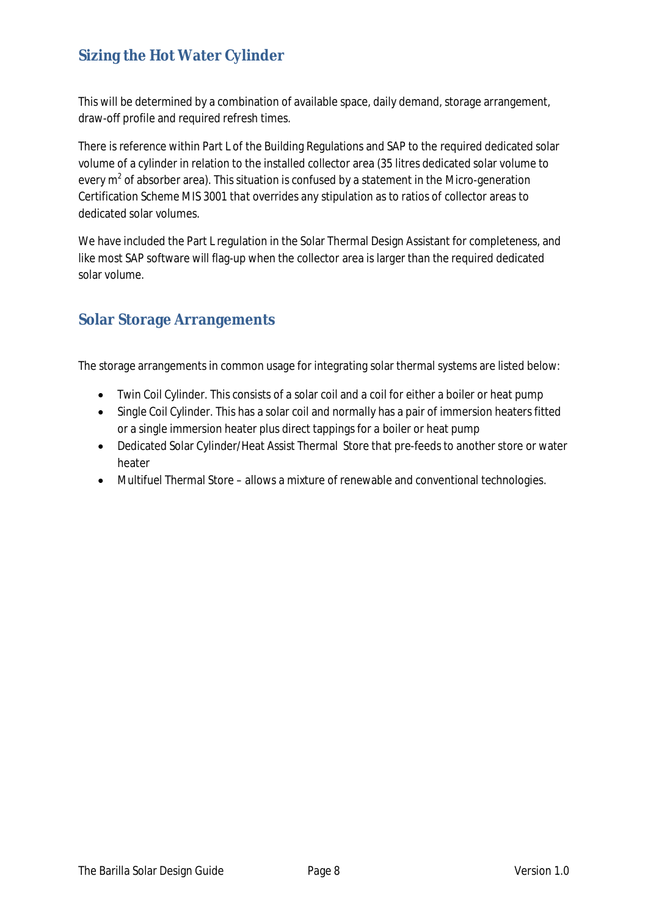## Sizing the Hot Water Cylinder

This will be determined by a combination of available space, daily demand, storage arrangement, draw-off profile and required refresh times.

There is reference within Part L of the Building Regulations and SAP to the required dedicated solar volume of a cylinder in relation to the installed collector area (35 litres dedicated solar volume to every $m^2$ of absorber area). This situation is confused by a statement in the Micro-generation Certification Scheme MIS 3001 that overrides any stipulation as to ratios of collector areas to dedicated solar volumes.

We have included the Part L regulation in the Solar Thermal Design Assistant for completeness, and like most SAP software will flag-up when the collector area is larger than the required dedicated solar volume.

## Solar Storage Arrangements

The storage arrangements in common usage for integrating solar thermal systems are listed below:

- Twin Coil Cylinder. This consists of a solar coil and a coil for either a boiler or heat pump
- Single Coil Cylinder. This has a solar coil and normally has a pair of immersion heaters fitted or a single immersion heater plus direct tappings for a boiler or heat pump
- Dedicated Solar Cylinder/Heat Assist Thermal Store that pre-feeds to another store or water heater
- Multifuel Thermal Store – allows a mixture of renewable and conventional technologies.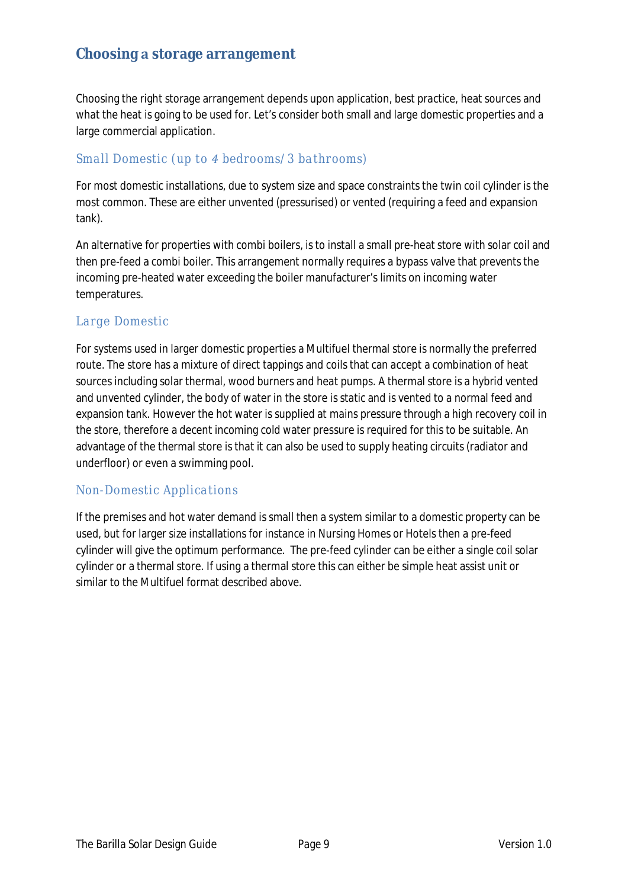## Choosing a storage arrangement

Choosing the right storage arrangement depends upon application, best practice, heat sources and what the heat is going to be used for. Let's consider both small and large domestic properties and a large commercial application.

### Small Domestic (up to 4 bedrooms/ 3 bathrooms)

For most domestic installations, due to system size and space constraints the twin coil cylinder is the most common. These are either unvented (pressurised) or vented (requiring a feed and expansion tank).

An alternative for properties with combi boilers, is to install a small pre-heat store with solar coil and then pre-feed a combi boiler. This arrangement normally requires a bypass valve that prevents the incoming pre-heated water exceeding the boiler manufacturer's limits on incoming water temperatures.

### Large Domestic

For systems used in larger domestic properties a Multifuel thermal store is normally the preferred route. The store has a mixture of direct tappings and coils that can accept a combination of heat sources including solar thermal, wood burners and heat pumps. A thermal store is a hybrid vented and unvented cylinder, the body of water in the store is static and is vented to a normal feed and expansion tank. However the hot water is supplied at mains pressure through a high recovery coil in the store, therefore a decent incoming cold water pressure is required for this to be suitable. An advantage of the thermal store is that it can also be used to supply heating circuits (radiator and underfloor) or even a swimming pool.

### Non-Domestic Applications

If the premises and hot water demand is small then a system similar to a domestic property can be used, but for larger size installations for instance in Nursing Homes or Hotels then a pre-feed cylinder will give the optimum performance. The pre-feed cylinder can be either a single coil solar cylinder or a thermal store. If using a thermal store this can either be simple heat assist unit or similar to the Multifuel format described above.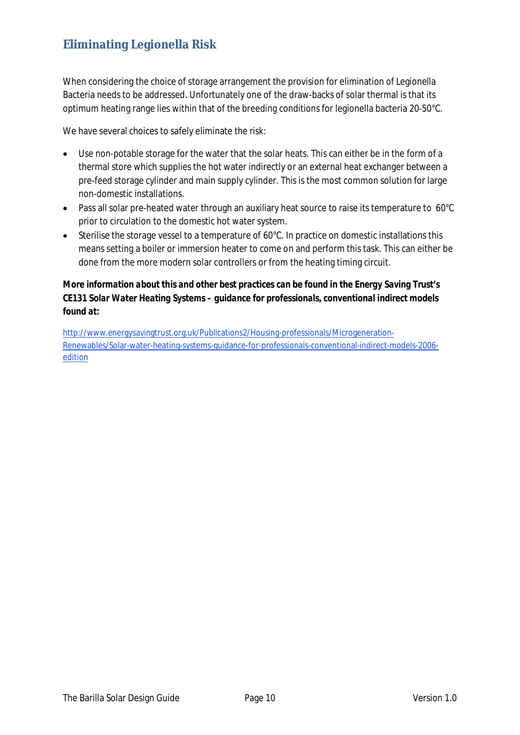## Eliminating Legionella Risk

When considering the choice of storage arrangement the provision for elimination of Legionella Bacteria needs to be addressed. Unfortunately one of the draw-backs of solar thermal is that its optimum heating range lies within that of the breeding conditions for legionella bacteria 20-50°C.

We have several choices to safely eliminate the risk:

- Use non-potable storage for the water that the solar heats. This can either be in the form of a thermal store which supplies the hot water indirectly or an external heat exchanger between a pre-feed storage cylinder and main supply cylinder. This is the most common solution for large non-domestic installations.
- Pass all solar pre-heated water through an auxiliary heat source to raise its temperature to 60°C prior to circulation to the domestic hot water system.
- Sterilise the storage vessel to a temperature of 60°C. In practice on domestic installations this means setting a boiler or immersion heater to come on and perform this task. This can either be done from the more modern solar controllers or from the heating timing circuit.

**More information about this and other best practices can be found in the Energy Saving Trust's CE131 Solar Water Heating Systems – guidance for professionals, conventional indirect models found at:**

[http://www.energysavingtrust.org.uk/Publications2/Housing-professionals/Microgeneration-Renewables/Solar-water-heating-systems-guidance-for-professionals-conventional-indirect-models-2006-edition](http://www.energysavingtrust.org.uk/Publications2/Housing-professionals/Microgeneration-Renewables/Solar-water-heating-systems-guidance-for-professionals-conventional-indirect-models-2006-edition)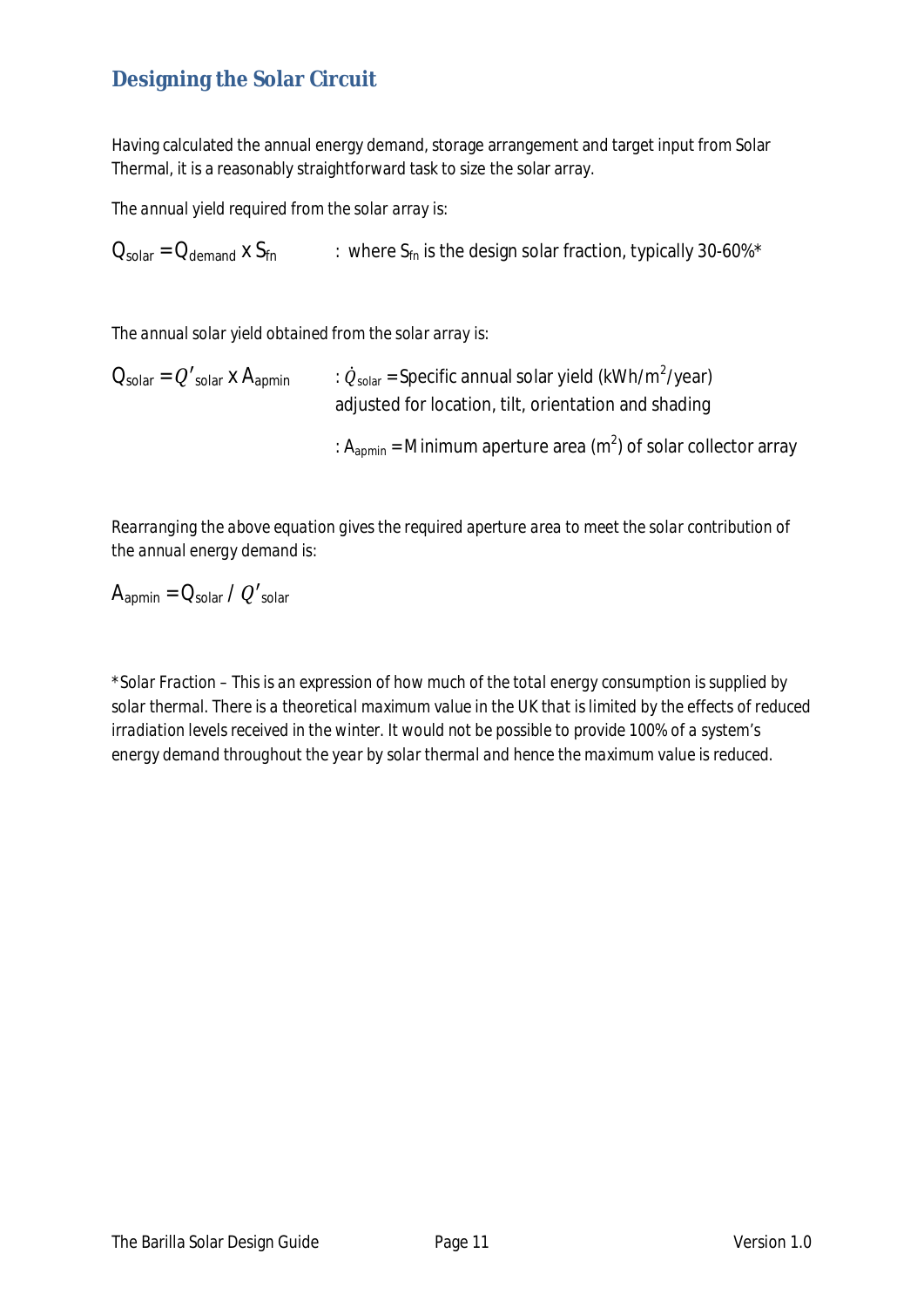## Designing the Solar Circuit

Having calculated the annual energy demand, storage arrangement and target input from Solar Thermal, it is a reasonably straightforward task to size the solar array.

*The annual yield required from the solar array is:*

$Q_{solar} = Q_{demand} \times S_{fn}$ : where $S_{fn}$ is the design solar fraction, typically 30-60%*

*The annual solar yield obtained from the solar array is:*

$Q_{solar} = Q'_{solar} \times A_{apmin}$ : $\dot{Q}_{solar}$ = Specific annual solar yield (kWh/m$^2$/year) adjusted for location, tilt, orientation and shading

: $A_{apmin}$ = Minimum aperture area (m$^2$) of solar collector array

*Rearranging the above equation gives the required aperture area to meet the solar contribution of the annual energy demand is:*

$A_{apmin} = Q_{solar} / Q'_{solar}$

**Solar Fraction – This is an expression of how much of the total energy consumption is supplied by solar thermal. There is a theoretical maximum value in the UK that is limited by the effects of reduced irradiation levels received in the winter. It would not be possible to provide 100% of a system's energy demand throughout the year by solar thermal and hence the maximum value is reduced.*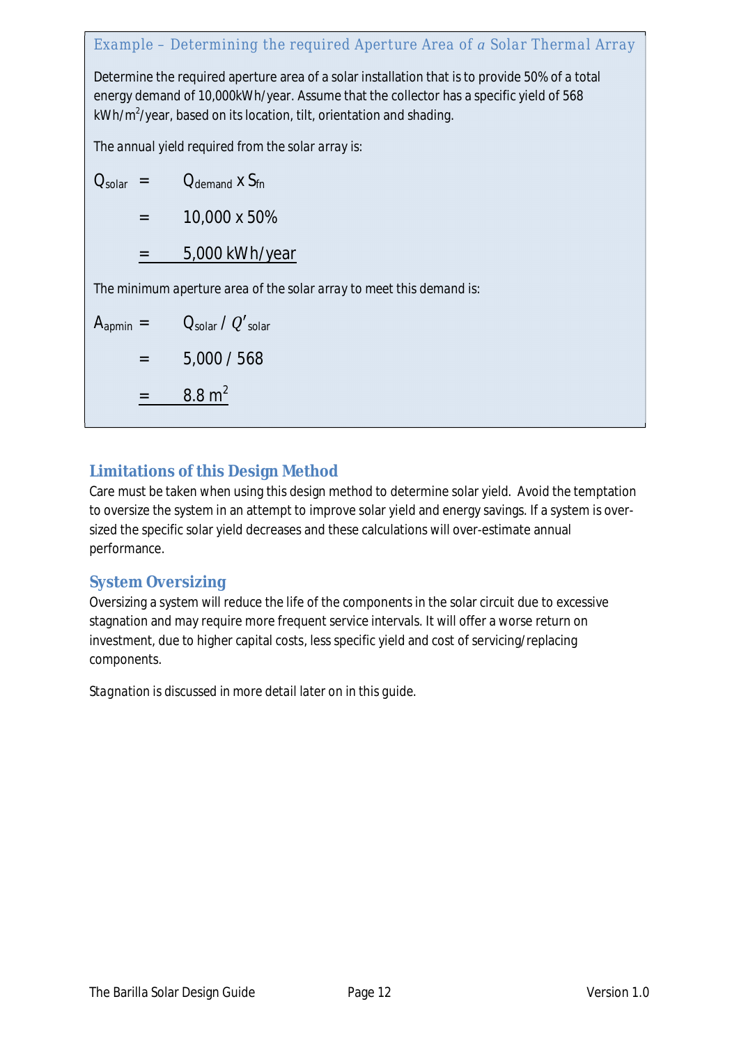### Example – Determining the required Aperture Area of *a* Solar Thermal Array

Determine the required aperture area of a solar installation that is to provide 50% of a total energy demand of 10,000kWh/year. Assume that the collector has a specific yield of 568 $kWh/m^2$/year, based on its location, tilt, orientation and shading.

The annual yield required from the solar array is:

$$Q_{solar} = Q_{demand} \times S_{fn}$$

$$= 10{,}000 \times 50\%$$

$$= \underline{5{,}000 \text{ kWh/year}}$$

The minimum aperture area of the solar array to meet this demand is:

$$A_{apmin} = Q_{solar} / Q'_{solar}$$

$$= 5{,}000 / 568$$

$$= \underline{8.8 \text{ m}^2}$$

## Limitations of this Design Method

Care must be taken when using this design method to determine solar yield. Avoid the temptation to oversize the system in an attempt to improve solar yield and energy savings. If a system is over-sized the specific solar yield decreases and these calculations will over-estimate annual performance.

## System Oversizing

Oversizing a system will reduce the life of the components in the solar circuit due to excessive stagnation and may require more frequent service intervals. It will offer a worse return on investment, due to higher capital costs, less specific yield and cost of servicing/replacing components.

Stagnation is discussed in more detail later on in this guide.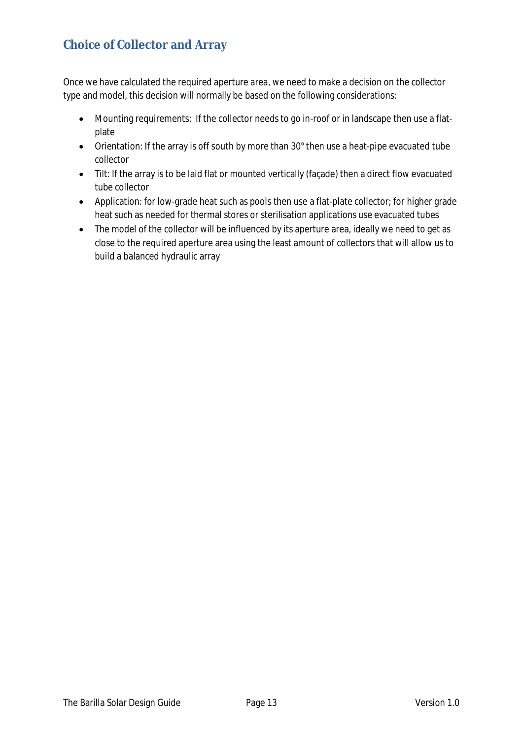## Choice of Collector and Array

Once we have calculated the required aperture area, we need to make a decision on the collector type and model, this decision will normally be based on the following considerations:

- Mounting requirements: If the collector needs to go in-roof or in landscape then use a flat-plate
- Orientation: If the array is off south by more than 30° then use a heat-pipe evacuated tube collector
- Tilt: If the array is to be laid flat or mounted vertically (façade) then a direct flow evacuated tube collector
- Application: for low-grade heat such as pools then use a flat-plate collector; for higher grade heat such as needed for thermal stores or sterilisation applications use evacuated tubes
- The model of the collector will be influenced by its aperture area, ideally we need to get as close to the required aperture area using the least amount of collectors that will allow us to build a balanced hydraulic array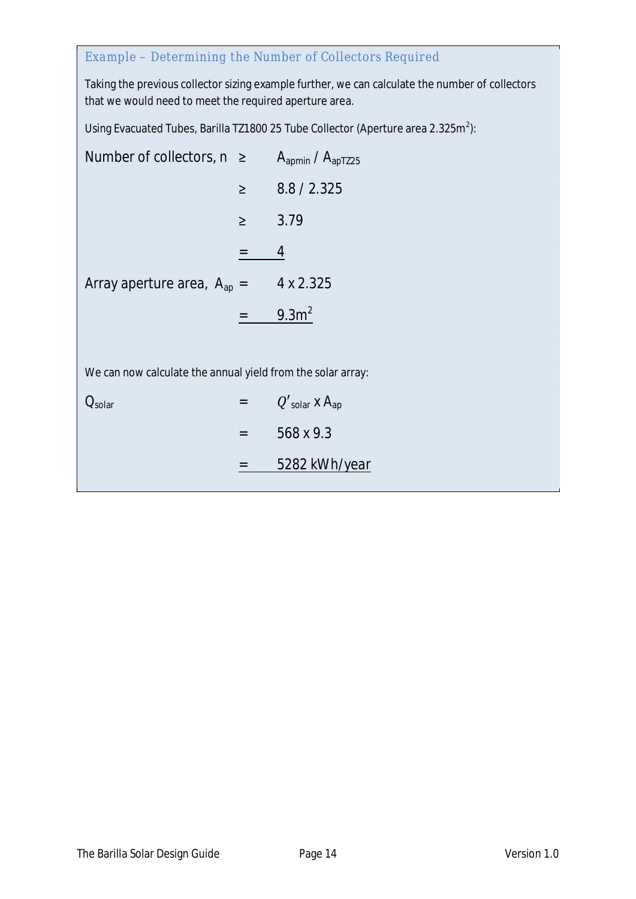### Example – Determining the Number of Collectors Required

Taking the previous collector sizing example further, we can calculate the number of collectors that we would need to meet the required aperture area.

Using Evacuated Tubes, Barilla TZ1800 25 Tube Collector (Aperture area $2.325m^2$):

$$\text{Number of collectors, } n \geq A_{apmin} / A_{apTZ25}$$

$$\geq 8.8 / 2.325$$

$$\geq 3.79$$

$$= \underline{4}$$

$$\text{Array aperture area, } A_{ap} = 4 \times 2.325$$

$$= \underline{9.3m^2}$$

We can now calculate the annual yield from the solar array:

$$Q_{solar} = Q'_{solar} \times A_{ap}$$

$$= 568 \times 9.3$$

$$= \underline{5282 \text{ kWh/year}}$$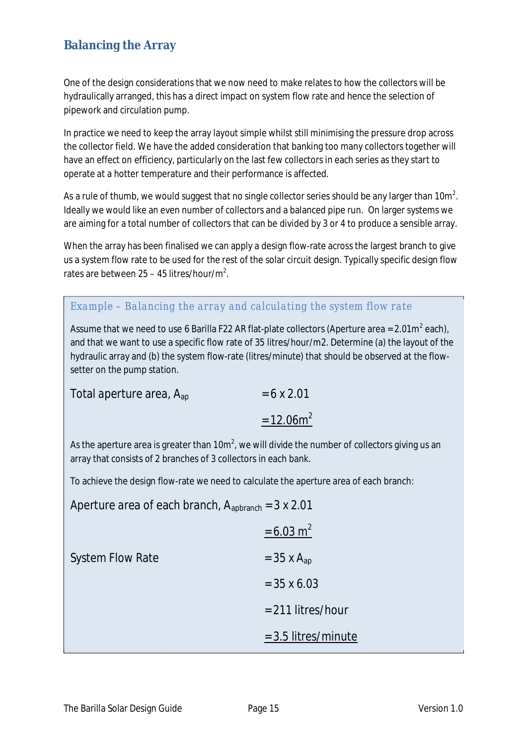## Balancing the Array

One of the design considerations that we now need to make relates to how the collectors will be hydraulically arranged, this has a direct impact on system flow rate and hence the selection of pipework and circulation pump.

In practice we need to keep the array layout simple whilst still minimising the pressure drop across the collector field. We have the added consideration that banking too many collectors together will have an effect on efficiency, particularly on the last few collectors in each series as they start to operate at a hotter temperature and their performance is affected.

As a rule of thumb, we would suggest that no single collector series should be any larger than $10m^2$. Ideally we would like an even number of collectors and a balanced pipe run. On larger systems we are aiming for a total number of collectors that can be divided by 3 or 4 to produce a sensible array.

When the array has been finalised we can apply a design flow-rate across the largest branch to give us a system flow rate to be used for the rest of the solar circuit design. Typically specific design flow rates are between 25 – 45 litres/hour/$m^2$.

### Example – Balancing the array and calculating the system flow rate

Assume that we need to use 6 Barilla F22 AR flat-plate collectors (Aperture area = $2.01m^2$ each), and that we want to use a specific flow rate of 35 litres/hour/m2. Determine (a) the layout of the hydraulic array and (b) the system flow-rate (litres/minute) that should be observed at the flow-setter on the pump station.

Total aperture area, $A_{ap}$ $= 6 \times 2.01$

$= 12.06m^2$

As the aperture area is greater than $10m^2$, we will divide the number of collectors giving us an array that consists of 2 branches of 3 collectors in each bank.

To achieve the design flow-rate we need to calculate the aperture area of each branch:

Aperture area of each branch, $A_{apbranch}$ $= 3 \times 2.01$

$= 6.03\ m^2$

System Flow Rate $= 35 \times A_{ap}$

$= 35 \times 6.03$

$= 211$ litres/hour

$= 3.5$ litres/minute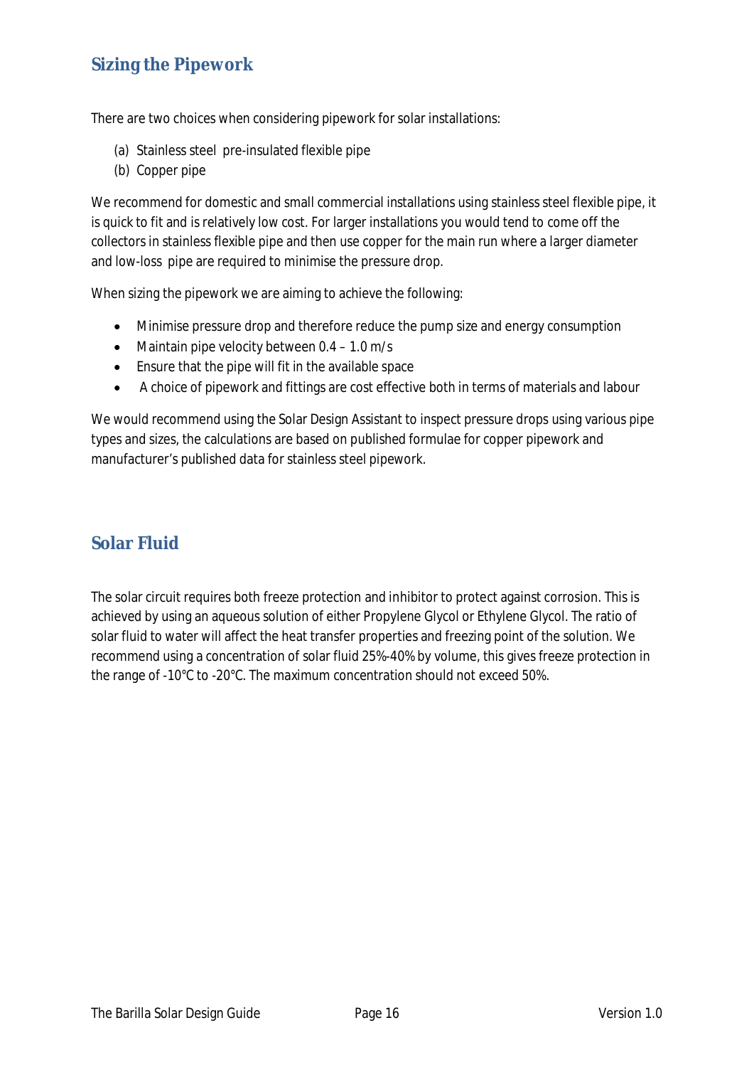## Sizing the Pipework

There are two choices when considering pipework for solar installations:

(a) Stainless steel pre-insulated flexible pipe
(b) Copper pipe

We recommend for domestic and small commercial installations using stainless steel flexible pipe, it is quick to fit and is relatively low cost. For larger installations you would tend to come off the collectors in stainless flexible pipe and then use copper for the main run where a larger diameter and low-loss pipe are required to minimise the pressure drop.

When sizing the pipework we are aiming to achieve the following:

- Minimise pressure drop and therefore reduce the pump size and energy consumption
- Maintain pipe velocity between 0.4 – 1.0 m/s
- Ensure that the pipe will fit in the available space
- A choice of pipework and fittings are cost effective both in terms of materials and labour

We would recommend using the Solar Design Assistant to inspect pressure drops using various pipe types and sizes, the calculations are based on published formulae for copper pipework and manufacturer's published data for stainless steel pipework.

## Solar Fluid

The solar circuit requires both freeze protection and inhibitor to protect against corrosion. This is achieved by using an aqueous solution of either Propylene Glycol or Ethylene Glycol. The ratio of solar fluid to water will affect the heat transfer properties and freezing point of the solution. We recommend using a concentration of solar fluid 25%-40% by volume, this gives freeze protection in the range of -10°C to -20°C. The maximum concentration should not exceed 50%.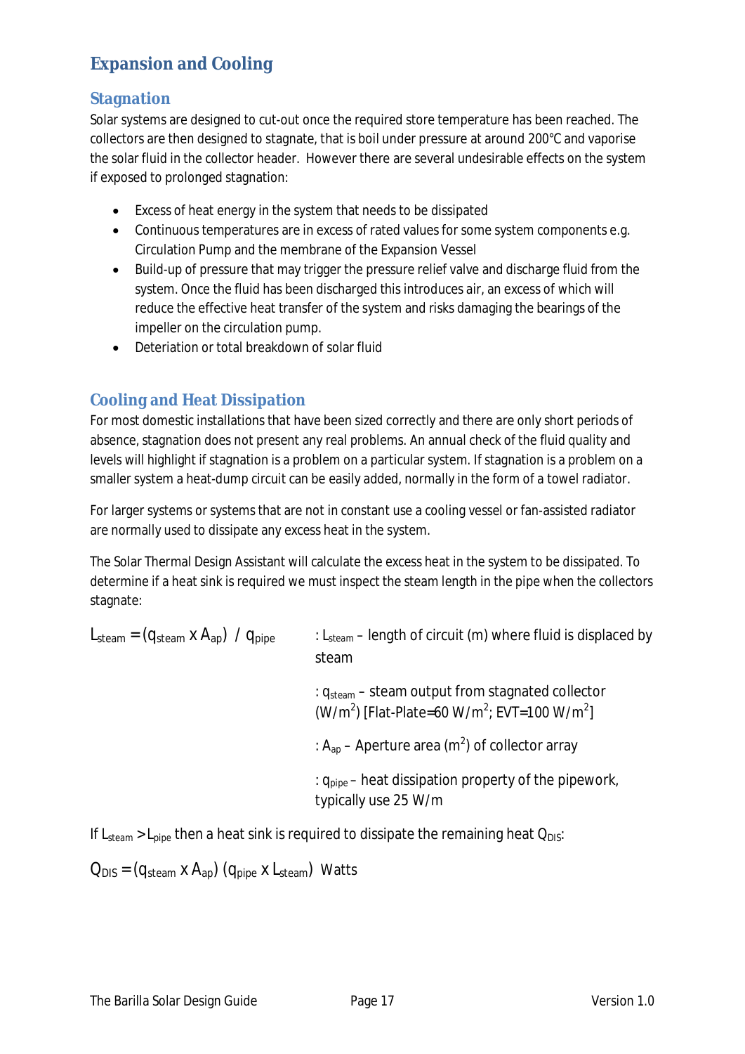## Expansion and Cooling

### Stagnation

Solar systems are designed to cut-out once the required store temperature has been reached. The collectors are then designed to stagnate, that is boil under pressure at around 200°C and vaporise the solar fluid in the collector header. However there are several undesirable effects on the system if exposed to prolonged stagnation:

- Excess of heat energy in the system that needs to be dissipated
- Continuous temperatures are in excess of rated values for some system components e.g. Circulation Pump and the membrane of the Expansion Vessel
- Build-up of pressure that may trigger the pressure relief valve and discharge fluid from the system. Once the fluid has been discharged this introduces air, an excess of which will reduce the effective heat transfer of the system and risks damaging the bearings of the impeller on the circulation pump.
- Deteriation or total breakdown of solar fluid

### Cooling and Heat Dissipation

For most domestic installations that have been sized correctly and there are only short periods of absence, stagnation does not present any real problems. An annual check of the fluid quality and levels will highlight if stagnation is a problem on a particular system. If stagnation is a problem on a smaller system a heat-dump circuit can be easily added, normally in the form of a towel radiator.

For larger systems or systems that are not in constant use a cooling vessel or fan-assisted radiator are normally used to dissipate any excess heat in the system.

The Solar Thermal Design Assistant will calculate the excess heat in the system to be dissipated. To determine if a heat sink is required we must inspect the steam length in the pipe when the collectors stagnate:

$$L_{steam} = (q_{steam} \times A_{ap}) \ / \ q_{pipe}$$

: $L_{steam}$ – length of circuit (m) where fluid is displaced by steam

: $q_{steam}$ – steam output from stagnated collector (W/m$^2$) [Flat-Plate=60 W/m$^2$; EVT=100 W/m$^2$]

: $A_{ap}$ – Aperture area (m$^2$) of collector array

: $q_{pipe}$ – heat dissipation property of the pipework, typically use 25 W/m

If $L_{steam} > L_{pipe}$ then a heat sink is required to dissipate the remaining heat $Q_{DIS}$:

$$Q_{DIS} = (q_{steam} \times A_{ap}) \ (q_{pipe} \times L_{steam}) \ \text{Watts}$$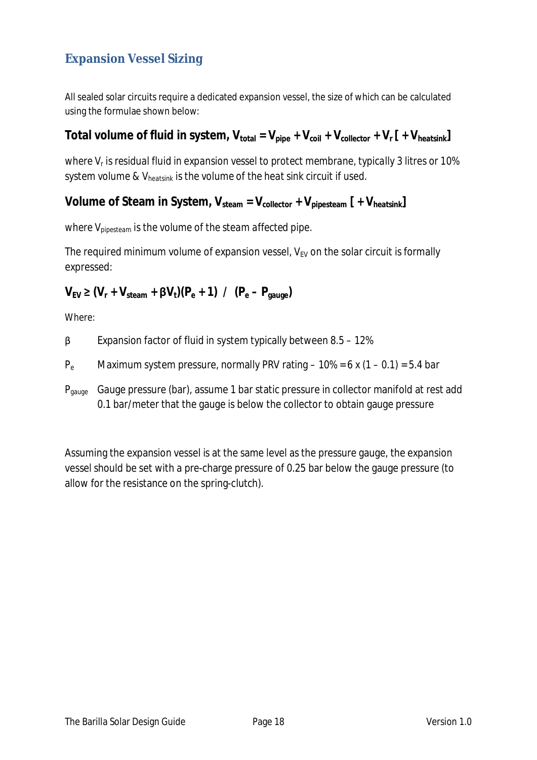## Expansion Vessel Sizing

All sealed solar circuits require a dedicated expansion vessel, the size of which can be calculated using the formulae shown below:

**Total volume of fluid in system, $V_{total} = V_{pipe} + V_{coil} + V_{collector} + V_r$ [ $+ V_{heatsink}$]**

where $V_r$ is residual fluid in expansion vessel to protect membrane, typically 3 litres or 10% system volume & $V_{heatsink}$ is the volume of the heat sink circuit if used.

**Volume of Steam in System, $V_{steam} = V_{collector} + V_{pipesteam}$ [ $+ V_{heatsink}$]**

where $V_{pipesteam}$ is the volume of the steam affected pipe.

The required minimum volume of expansion vessel, $V_{EV}$ on the solar circuit is formally expressed:

$$V_{EV} \geq (V_r + V_{steam} + \beta V_t)(P_e + 1) \;/\; (P_e - P_{gauge})$$

Where:

- $\beta$ — Expansion factor of fluid in system typically between 8.5 – 12%
- $P_e$ — Maximum system pressure, normally PRV rating – 10% = 6 x (1 – 0.1) = 5.4 bar
- $P_{gauge}$ — Gauge pressure (bar), assume 1 bar static pressure in collector manifold at rest add 0.1 bar/meter that the gauge is below the collector to obtain gauge pressure

Assuming the expansion vessel is at the same level as the pressure gauge, the expansion vessel should be set with a pre-charge pressure of 0.25 bar below the gauge pressure (to allow for the resistance on the spring-clutch).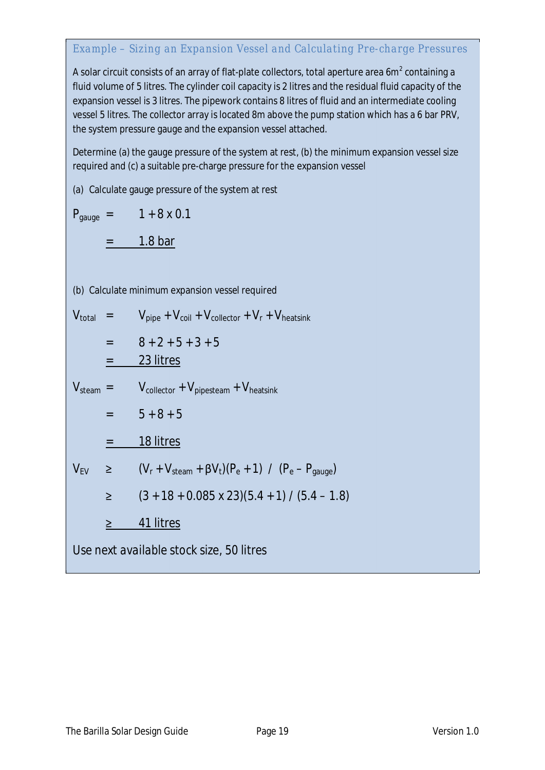### Example – Sizing an Expansion Vessel and Calculating Pre-charge Pressures

A solar circuit consists of an array of flat-plate collectors, total aperture area $6m^2$ containing a fluid volume of 5 litres. The cylinder coil capacity is 2 litres and the residual fluid capacity of the expansion vessel is 3 litres. The pipework contains 8 litres of fluid and an intermediate cooling vessel 5 litres. The collector array is located 8m above the pump station which has a 6 bar PRV, the system pressure gauge and the expansion vessel attached.

Determine (a) the gauge pressure of the system at rest, (b) the minimum expansion vessel size required and (c) a suitable pre-charge pressure for the expansion vessel

(a) Calculate gauge pressure of the system at rest

$$P_{gauge} = 1 + 8 \times 0.1$$

$$= \underline{1.8 \text{ bar}}$$

(b) Calculate minimum expansion vessel required

$$V_{total} = V_{pipe} + V_{coil} + V_{collector} + V_r + V_{heatsink}$$

$$= 8 + 2 + 5 + 3 + 5$$

$$= \underline{23 \text{ litres}}$$

$$V_{steam} = V_{collector} + V_{pipesteam} + V_{heatsink}$$

$$= 5 + 8 + 5$$

$$= \underline{18 \text{ litres}}$$

$$V_{EV} \geq (V_r + V_{steam} + \beta V_t)(P_e + 1) \;/\; (P_e - P_{gauge})$$

$$\geq (3 + 18 + 0.085 \times 23)(5.4 + 1) / (5.4 - 1.8)$$

$$\geq \underline{41 \text{ litres}}$$

Use next available stock size, 50 litres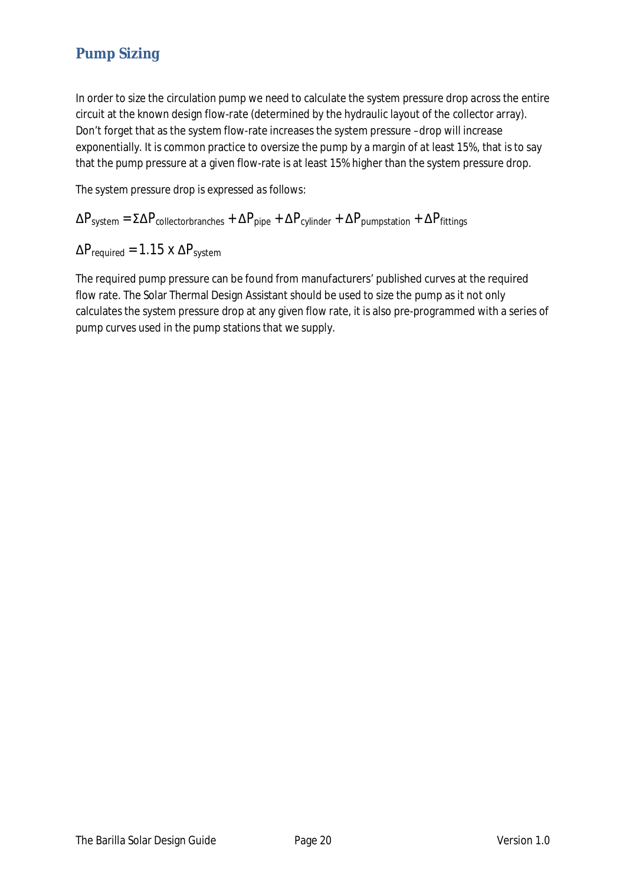## Pump Sizing

In order to size the circulation pump we need to calculate the system pressure drop across the entire circuit at the known design flow-rate (determined by the hydraulic layout of the collector array). Don't forget that as the system flow-rate increases the system pressure –drop will increase exponentially. It is common practice to oversize the pump by a margin of at least 15%, that is to say that the pump pressure at a given flow-rate is at least 15% higher than the system pressure drop.

The system pressure drop is expressed as follows:

$$\Delta P_{system} = \Sigma \Delta P_{collectorbranches} + \Delta P_{pipe} + \Delta P_{cylinder} + \Delta P_{pumpstation} + \Delta P_{fittings}$$

$$\Delta P_{required} = 1.15 \text{ x } \Delta P_{system}$$

The required pump pressure can be found from manufacturers' published curves at the required flow rate. The Solar Thermal Design Assistant should be used to size the pump as it not only calculates the system pressure drop at any given flow rate, it is also pre-programmed with a series of pump curves used in the pump stations that we supply.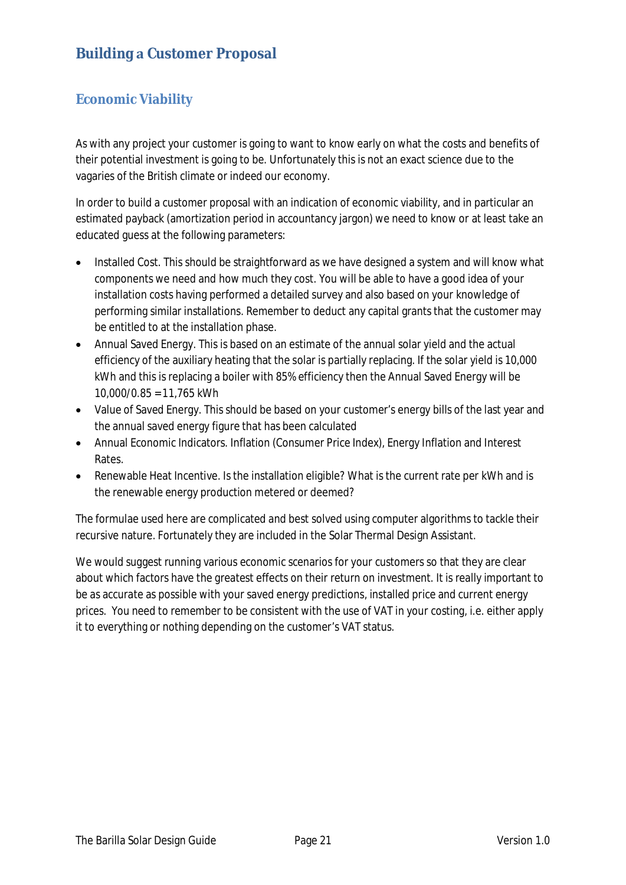# Building a Customer Proposal

## Economic Viability

As with any project your customer is going to want to know early on what the costs and benefits of their potential investment is going to be. Unfortunately this is not an exact science due to the vagaries of the British climate or indeed our economy.

In order to build a customer proposal with an indication of economic viability, and in particular an estimated payback (amortization period in accountancy jargon) we need to know or at least take an educated guess at the following parameters:

- Installed Cost. This should be straightforward as we have designed a system and will know what components we need and how much they cost. You will be able to have a good idea of your installation costs having performed a detailed survey and also based on your knowledge of performing similar installations. Remember to deduct any capital grants that the customer may be entitled to at the installation phase.
- Annual Saved Energy. This is based on an estimate of the annual solar yield and the actual efficiency of the auxiliary heating that the solar is partially replacing. If the solar yield is 10,000 kWh and this is replacing a boiler with 85% efficiency then the Annual Saved Energy will be 10,000/0.85 = 11,765 kWh
- Value of Saved Energy. This should be based on your customer's energy bills of the last year and the annual saved energy figure that has been calculated
- Annual Economic Indicators. Inflation (Consumer Price Index), Energy Inflation and Interest Rates.
- Renewable Heat Incentive. Is the installation eligible? What is the current rate per kWh and is the renewable energy production metered or deemed?

The formulae used here are complicated and best solved using computer algorithms to tackle their recursive nature. Fortunately they are included in the Solar Thermal Design Assistant.

We would suggest running various economic scenarios for your customers so that they are clear about which factors have the greatest effects on their return on investment. It is really important to be as accurate as possible with your saved energy predictions, installed price and current energy prices. You need to remember to be consistent with the use of VAT in your costing, i.e. either apply it to everything or nothing depending on the customer's VAT status.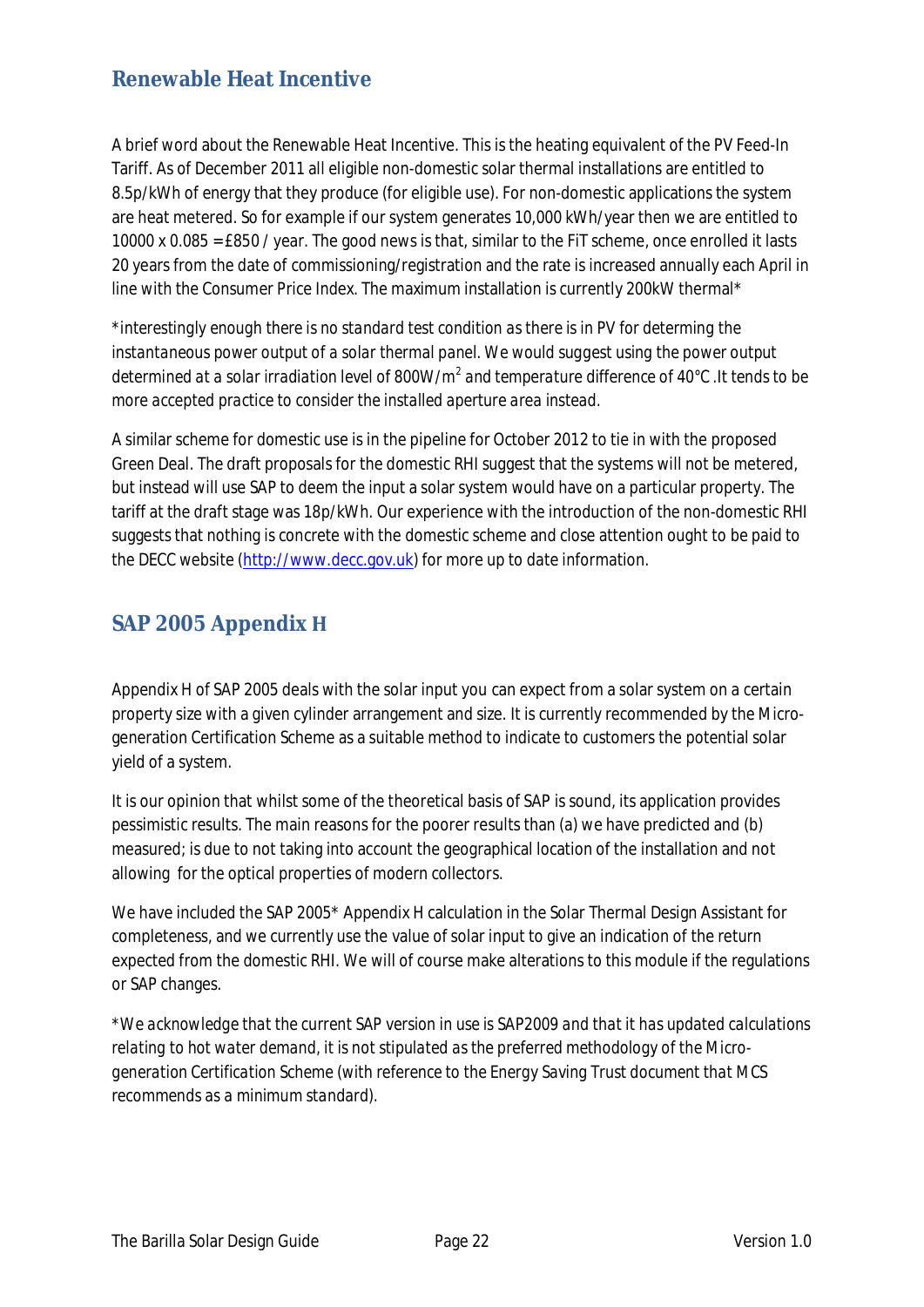## Renewable Heat Incentive

A brief word about the Renewable Heat Incentive. This is the heating equivalent of the PV Feed-In Tariff. As of December 2011 all eligible non-domestic solar thermal installations are entitled to 8.5p/kWh of energy that they produce (for eligible use). For non-domestic applications the system are heat metered. So for example if our system generates 10,000 kWh/year then we are entitled to 10000 x 0.085 = £850 / year. The good news is that, similar to the FiT scheme, once enrolled it lasts 20 years from the date of commissioning/registration and the rate is increased annually each April in line with the Consumer Price Index. The maximum installation is currently 200kW thermal*

*\*interestingly enough there is no standard test condition as there is in PV for determing the instantaneous power output of a solar thermal panel. We would suggest using the power output determined at a solar irradiation level of 800W/m$^2$ and temperature difference of 40°C .It tends to be more accepted practice to consider the installed aperture area instead.*

A similar scheme for domestic use is in the pipeline for October 2012 to tie in with the proposed Green Deal. The draft proposals for the domestic RHI suggest that the systems will not be metered, but instead will use SAP to deem the input a solar system would have on a particular property. The tariff at the draft stage was 18p/kWh. Our experience with the introduction of the non-domestic RHI suggests that nothing is concrete with the domestic scheme and close attention ought to be paid to the DECC website (http://www.decc.gov.uk) for more up to date information.

## SAP 2005 Appendix H

Appendix H of SAP 2005 deals with the solar input you can expect from a solar system on a certain property size with a given cylinder arrangement and size. It is currently recommended by the Micro-generation Certification Scheme as a suitable method to indicate to customers the potential solar yield of a system.

It is our opinion that whilst some of the theoretical basis of SAP is sound, its application provides pessimistic results. The main reasons for the poorer results than (a) we have predicted and (b) measured; is due to not taking into account the geographical location of the installation and not allowing for the optical properties of modern collectors.

We have included the SAP 2005* Appendix H calculation in the Solar Thermal Design Assistant for completeness, and we currently use the value of solar input to give an indication of the return expected from the domestic RHI. We will of course make alterations to this module if the regulations or SAP changes.

*\*We acknowledge that the current SAP version in use is SAP2009 and that it has updated calculations relating to hot water demand, it is not stipulated as the preferred methodology of the Micro-generation Certification Scheme (with reference to the Energy Saving Trust document that MCS recommends as a minimum standard).*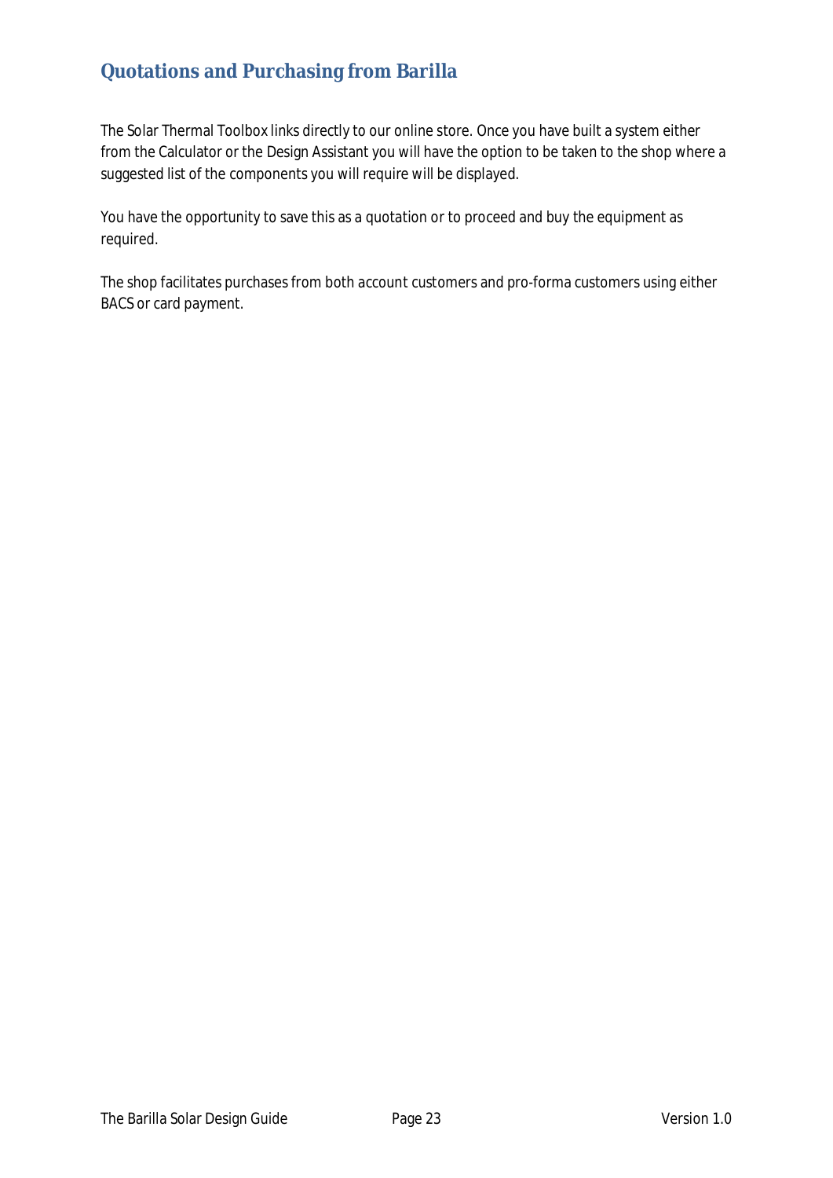## Quotations and Purchasing from Barilla

The Solar Thermal Toolbox links directly to our online store. Once you have built a system either from the Calculator or the Design Assistant you will have the option to be taken to the shop where a suggested list of the components you will require will be displayed.

You have the opportunity to save this as a quotation or to proceed and buy the equipment as required.

The shop facilitates purchases from both account customers and pro-forma customers using either BACS or card payment.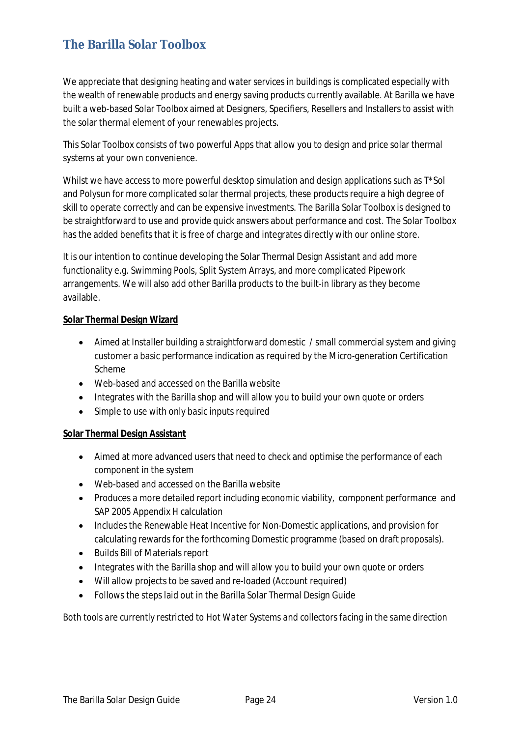## The Barilla Solar Toolbox

We appreciate that designing heating and water services in buildings is complicated especially with the wealth of renewable products and energy saving products currently available. At Barilla we have built a web-based Solar Toolbox aimed at Designers, Specifiers, Resellers and Installers to assist with the solar thermal element of your renewables projects.

This Solar Toolbox consists of two powerful Apps that allow you to design and price solar thermal systems at your own convenience.

Whilst we have access to more powerful desktop simulation and design applications such as T*Sol and Polysun for more complicated solar thermal projects, these products require a high degree of skill to operate correctly and can be expensive investments. The Barilla Solar Toolbox is designed to be straightforward to use and provide quick answers about performance and cost. The Solar Toolbox has the added benefits that it is free of charge and integrates directly with our online store.

It is our intention to continue developing the Solar Thermal Design Assistant and add more functionality e.g. Swimming Pools, Split System Arrays, and more complicated Pipework arrangements. We will also add other Barilla products to the built-in library as they become available.

**Solar Thermal Design Wizard**

- Aimed at Installer building a straightforward domestic / small commercial system and giving customer a basic performance indication as required by the Micro-generation Certification Scheme
- Web-based and accessed on the Barilla website
- Integrates with the Barilla shop and will allow you to build your own quote or orders
- Simple to use with only basic inputs required

**Solar Thermal Design Assistant**

- Aimed at more advanced users that need to check and optimise the performance of each component in the system
- Web-based and accessed on the Barilla website
- Produces a more detailed report including economic viability, component performance and SAP 2005 Appendix H calculation
- Includes the Renewable Heat Incentive for Non-Domestic applications, and provision for calculating rewards for the forthcoming Domestic programme (based on draft proposals).
- Builds Bill of Materials report
- Integrates with the Barilla shop and will allow you to build your own quote or orders
- Will allow projects to be saved and re-loaded (Account required)
- Follows the steps laid out in the Barilla Solar Thermal Design Guide

*Both tools are currently restricted to Hot Water Systems and collectors facing in the same direction*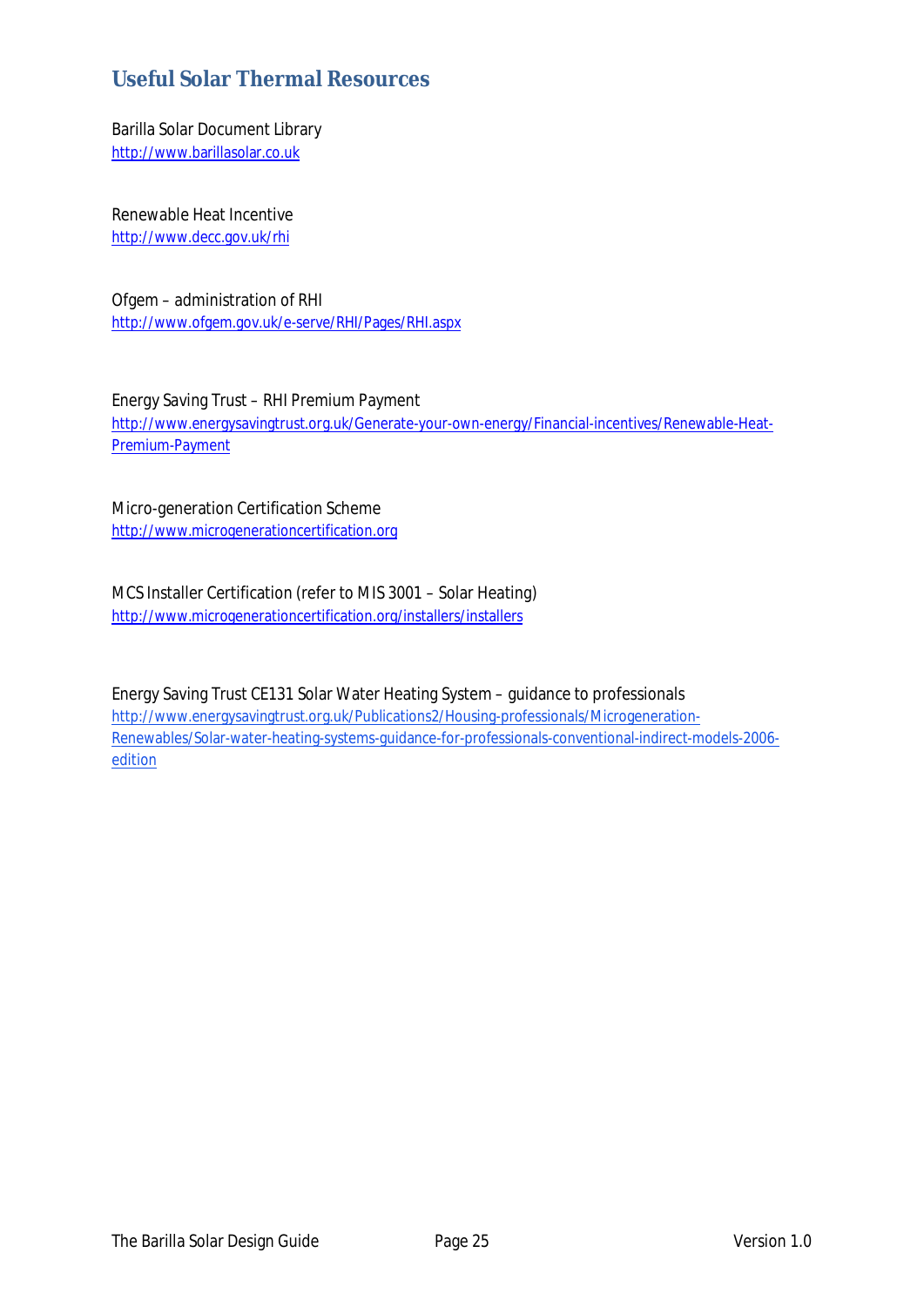## Useful Solar Thermal Resources

Barilla Solar Document Library
http://www.barillasolar.co.uk

Renewable Heat Incentive
http://www.decc.gov.uk/rhi

Ofgem – administration of RHI
http://www.ofgem.gov.uk/e-serve/RHI/Pages/RHI.aspx

Energy Saving Trust – RHI Premium Payment
http://www.energysavingtrust.org.uk/Generate-your-own-energy/Financial-incentives/Renewable-Heat-Premium-Payment

Micro-generation Certification Scheme
http://www.microgenerationcertification.org

MCS Installer Certification (refer to MIS 3001 – Solar Heating)
http://www.microgenerationcertification.org/installers/installers

Energy Saving Trust CE131 Solar Water Heating System – guidance to professionals
http://www.energysavingtrust.org.uk/Publications2/Housing-professionals/Microgeneration-Renewables/Solar-water-heating-systems-guidance-for-professionals-conventional-indirect-models-2006-edition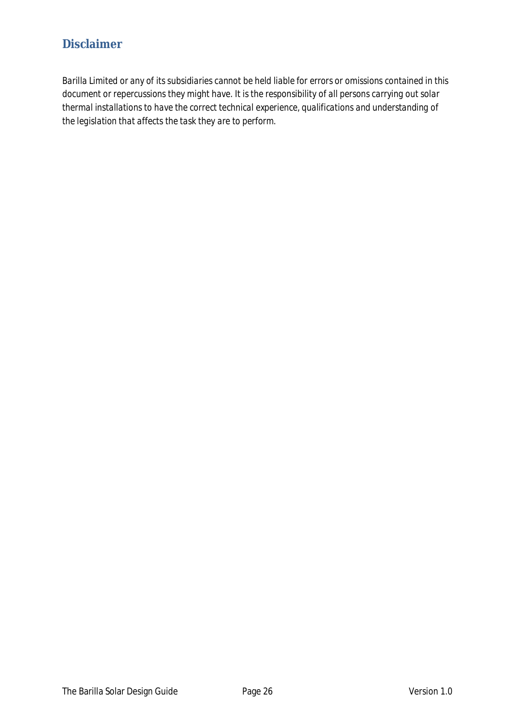## Disclaimer

*Barilla Limited or any of its subsidiaries cannot be held liable for errors or omissions contained in this document or repercussions they might have. It is the responsibility of all persons carrying out solar thermal installations to have the correct technical experience, qualifications and understanding of the legislation that affects the task they are to perform.*